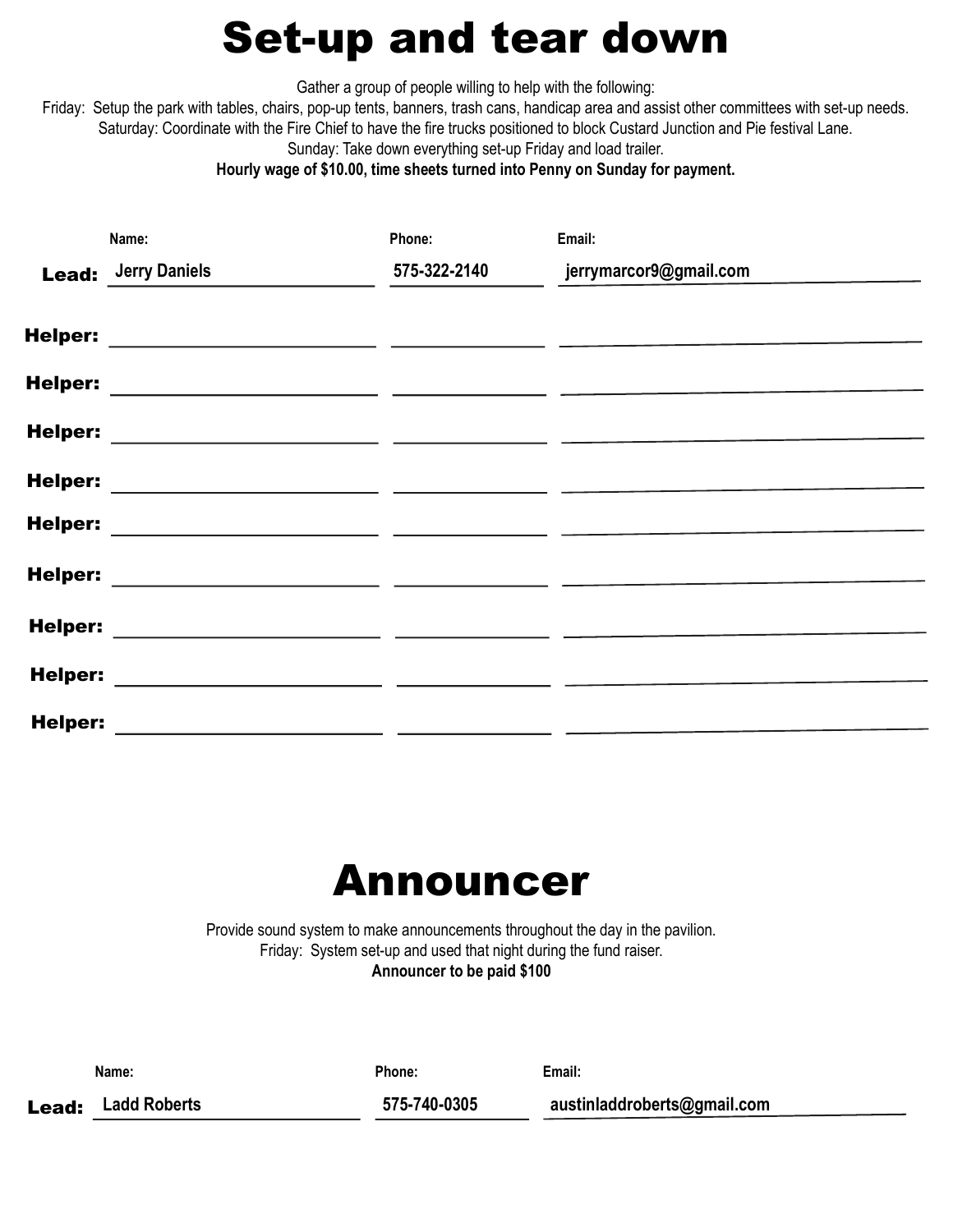# Set-up and tear down

Gather a group of people willing to help with the following:

Friday: Setup the park with tables, chairs, pop-up tents, banners, trash cans, handicap area and assist other committees with set-up needs.

Saturday: Coordinate with the Fire Chief to have the fire trucks positioned to block Custard Junction and Pie festival Lane.

Sunday: Take down everything set-up Friday and load trailer.

**Hourly wage of $10.00, time sheets turned into Penny on Sunday for payment.**

| | Name: | Phone: | Email: |
|---|---|---|---|
| **Lead:** | Jerry Daniels | 575-322-2140 | jerrymarcor9@gmail.com |
| **Helper:** | | | |
| **Helper:** | | | |
| **Helper:** | | | |
| **Helper:** | | | |
| **Helper:** | | | |
| **Helper:** | | | |
| **Helper:** | | | |
| **Helper:** | | | |
| **Helper:** | | | |

# Announcer

Provide sound system to make announcements throughout the day in the pavilion.

Friday: System set-up and used that night during the fund raiser.

**Announcer to be paid $100**

| | Name: | Phone: | Email: |
|---|---|---|---|
| **Lead:** | Ladd Roberts | 575-740-0305 | austinladdroberts@gmail.com |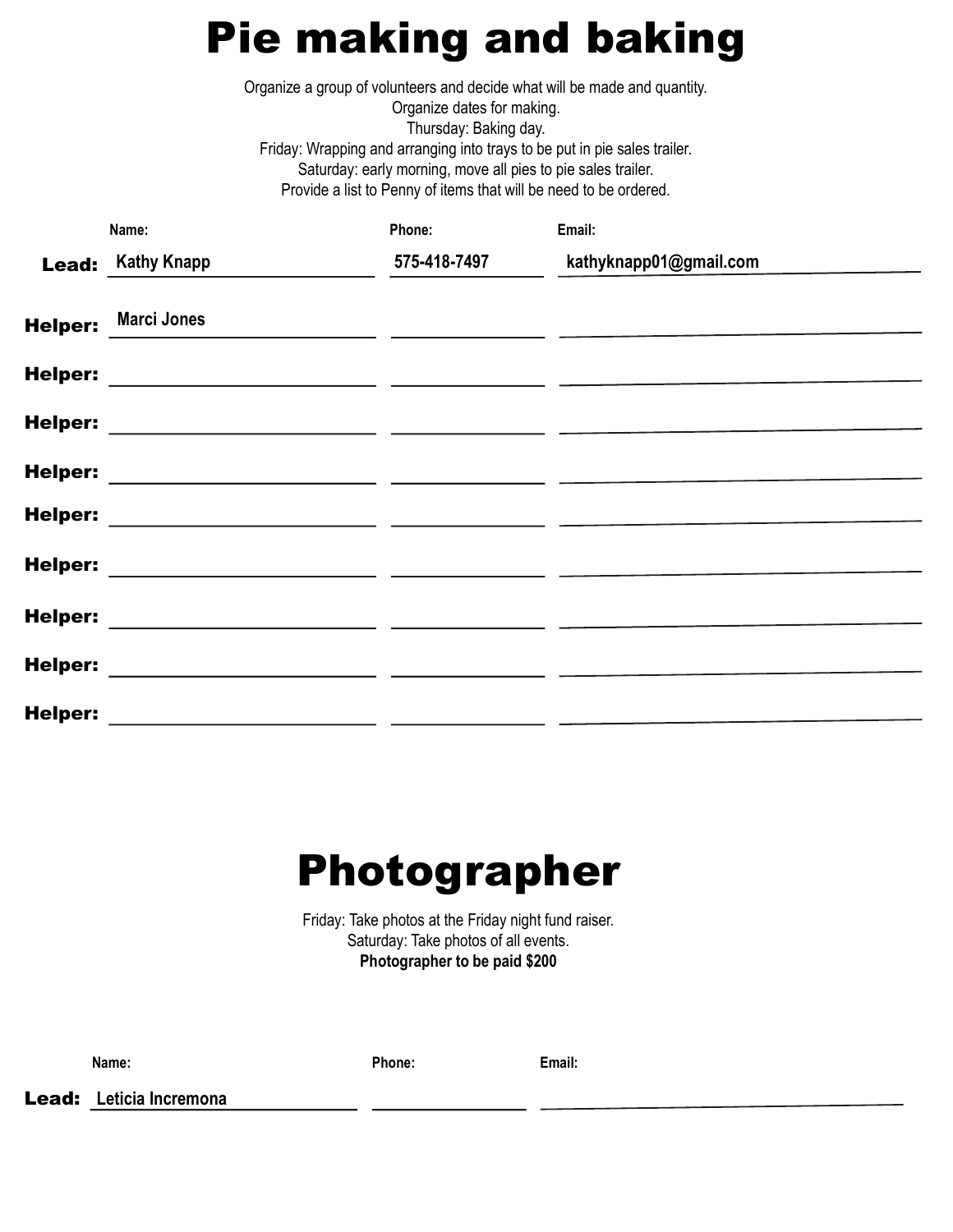# Pie making and baking

Organize a group of volunteers and decide what will be made and quantity.
Organize dates for making.
Thursday: Baking day.
Friday: Wrapping and arranging into trays to be put in pie sales trailer.
Saturday: early morning, move all pies to pie sales trailer.
Provide a list to Penny of items that will be need to be ordered.

| | Name: | Phone: | Email: |
|---|---|---|---|
| **Lead:** | Kathy Knapp | 575-418-7497 | kathyknapp01@gmail.com |
| **Helper:** | Marci Jones | | |
| **Helper:** | | | |
| **Helper:** | | | |
| **Helper:** | | | |
| **Helper:** | | | |
| **Helper:** | | | |
| **Helper:** | | | |
| **Helper:** | | | |
| **Helper:** | | | |

# Photographer

Friday: Take photos at the Friday night fund raiser.
Saturday: Take photos of all events.
**Photographer to be paid $200**

| | Name: | Phone: | Email: |
|---|---|---|---|
| **Lead:** | Leticia Incremona | | |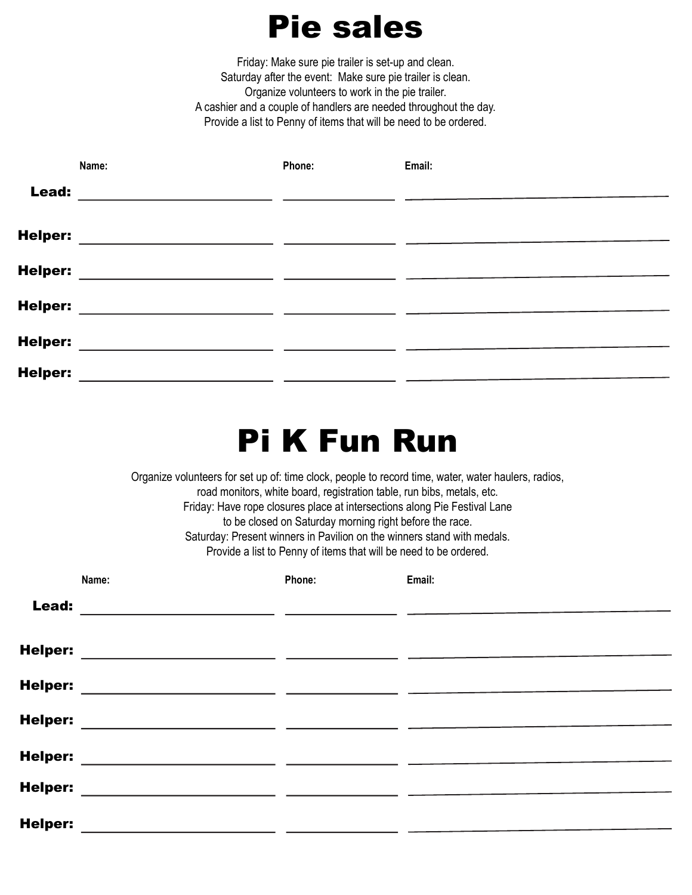# Pie sales

Friday: Make sure pie trailer is set-up and clean.
Saturday after the event: Make sure pie trailer is clean.
Organize volunteers to work in the pie trailer.
A cashier and a couple of handlers are needed throughout the day.
Provide a list to Penny of items that will be need to be ordered.

| | Name: | Phone: | Email: |
|---|---|---|---|
| **Lead:** | | | |
| **Helper:** | | | |
| **Helper:** | | | |
| **Helper:** | | | |
| **Helper:** | | | |
| **Helper:** | | | |

# Pi K Fun Run

Organize volunteers for set up of: time clock, people to record time, water, water haulers, radios, road monitors, white board, registration table, run bibs, metals, etc.
Friday: Have rope closures place at intersections along Pie Festival Lane to be closed on Saturday morning right before the race.
Saturday: Present winners in Pavilion on the winners stand with medals.
Provide a list to Penny of items that will be need to be ordered.

| | Name: | Phone: | Email: |
|---|---|---|---|
| **Lead:** | | | |
| **Helper:** | | | |
| **Helper:** | | | |
| **Helper:** | | | |
| **Helper:** | | | |
| **Helper:** | | | |
| **Helper:** | | | |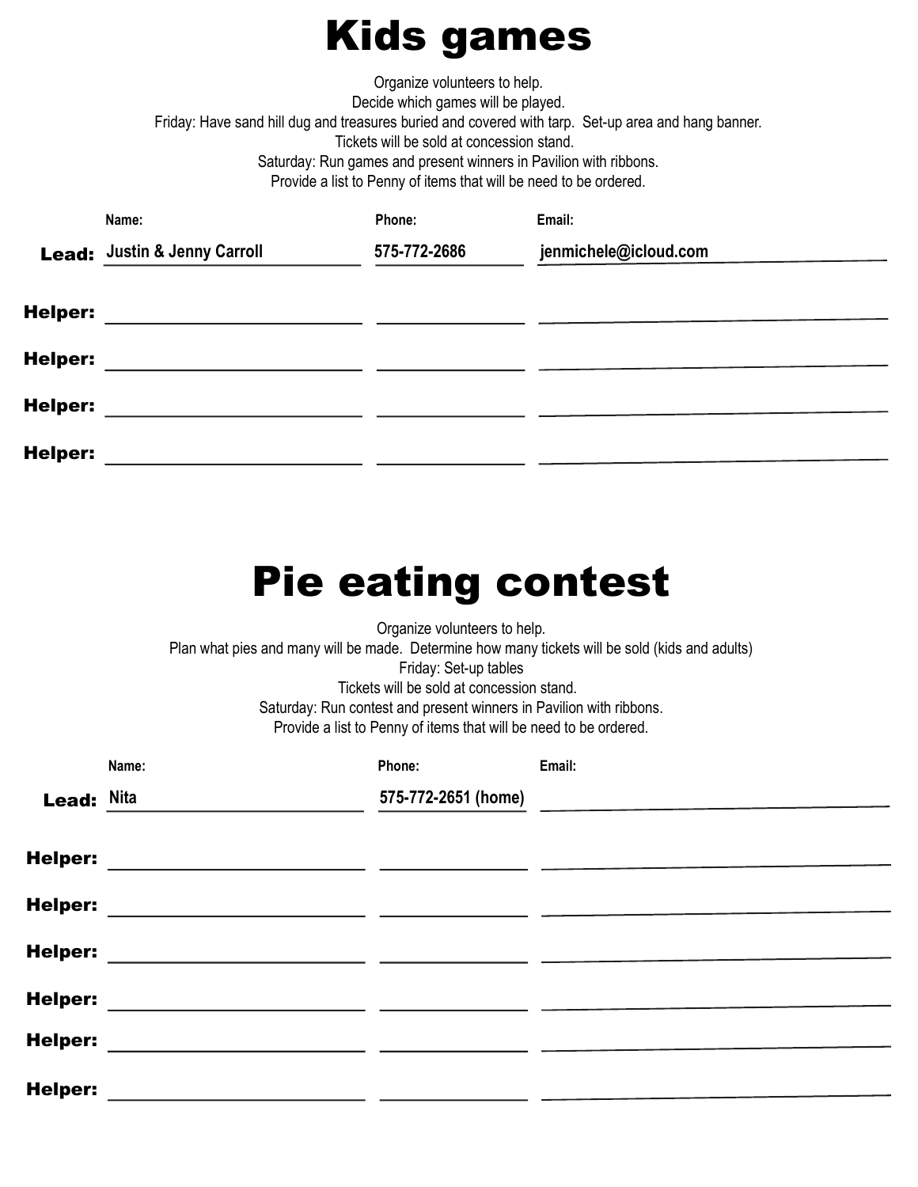# Kids games

Organize volunteers to help.
Decide which games will be played.
Friday: Have sand hill dug and treasures buried and covered with tarp. Set-up area and hang banner.
Tickets will be sold at concession stand.
Saturday: Run games and present winners in Pavilion with ribbons.
Provide a list to Penny of items that will be need to be ordered.

| | Name: | Phone: | Email: |
|---|---|---|---|
| **Lead:** | Justin & Jenny Carroll | 575-772-2686 | jenmichele@icloud.com |
| **Helper:** | | | |
| **Helper:** | | | |
| **Helper:** | | | |
| **Helper:** | | | |

# Pie eating contest

Organize volunteers to help.
Plan what pies and many will be made. Determine how many tickets will be sold (kids and adults)
Friday: Set-up tables
Tickets will be sold at concession stand.
Saturday: Run contest and present winners in Pavilion with ribbons.
Provide a list to Penny of items that will be need to be ordered.

| | Name: | Phone: | Email: |
|---|---|---|---|
| **Lead:** | Nita | 575-772-2651 (home) | |
| **Helper:** | | | |
| **Helper:** | | | |
| **Helper:** | | | |
| **Helper:** | | | |
| **Helper:** | | | |
| **Helper:** | | | |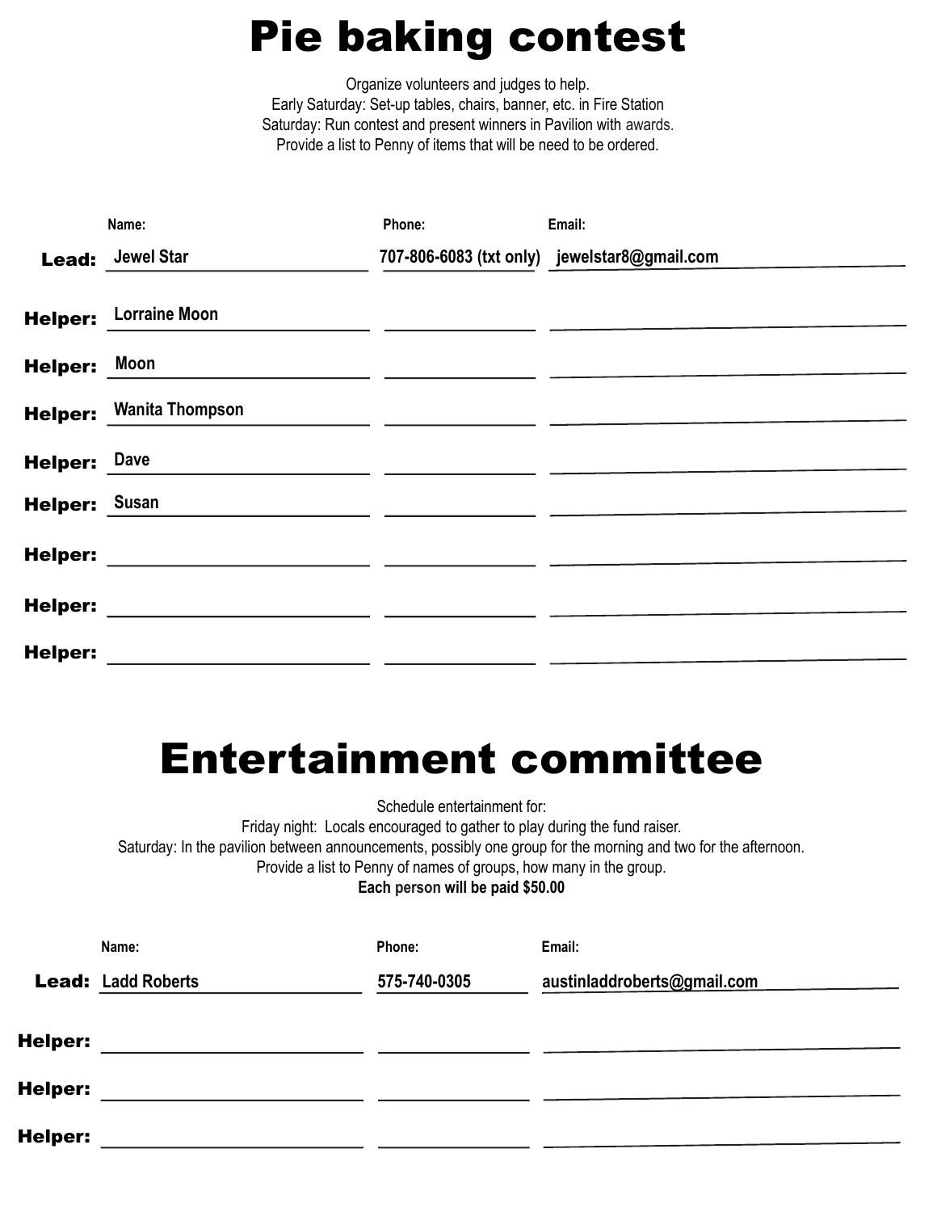# Pie baking contest

Organize volunteers and judges to help.
Early Saturday: Set-up tables, chairs, banner, etc. in Fire Station
Saturday: Run contest and present winners in Pavilion with awards.
Provide a list to Penny of items that will be need to be ordered.

| | Name: | Phone: | Email: |
|---|---|---|---|
| **Lead:** | Jewel Star | 707-806-6083 (txt only) | jewelstar8@gmail.com |
| **Helper:** | Lorraine Moon | | |
| **Helper:** | Moon | | |
| **Helper:** | Wanita Thompson | | |
| **Helper:** | Dave | | |
| **Helper:** | Susan | | |
| **Helper:** | | | |
| **Helper:** | | | |
| **Helper:** | | | |

# Entertainment committee

Schedule entertainment for:
Friday night: Locals encouraged to gather to play during the fund raiser.
Saturday: In the pavilion between announcements, possibly one group for the morning and two for the afternoon.
Provide a list to Penny of names of groups, how many in the group.
**Each person will be paid $50.00**

| | Name: | Phone: | Email: |
|---|---|---|---|
| **Lead:** | Ladd Roberts | 575-740-0305 | austinladdroberts@gmail.com |
| **Helper:** | | | |
| **Helper:** | | | |
| **Helper:** | | | |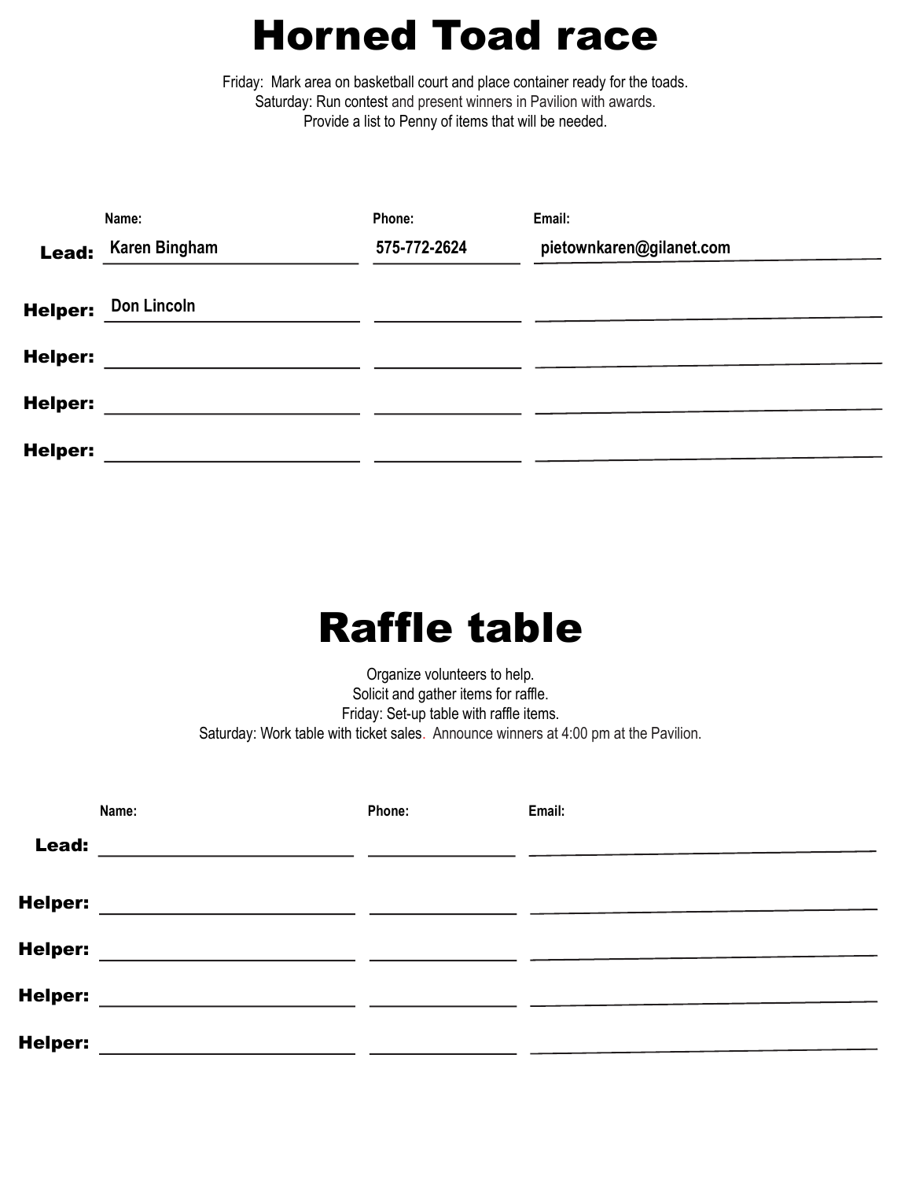# Horned Toad race

Friday: Mark area on basketball court and place container ready for the toads.
Saturday: Run contest and present winners in Pavilion with awards.
Provide a list to Penny of items that will be needed.

| | Name: | Phone: | Email: |
|---|---|---|---|
| **Lead:** | Karen Bingham | 575-772-2624 | pietownkaren@gilanet.com |
| **Helper:** | Don Lincoln | | |
| **Helper:** | | | |
| **Helper:** | | | |
| **Helper:** | | | |

# Raffle table

Organize volunteers to help.
Solicit and gather items for raffle.
Friday: Set-up table with raffle items.
Saturday: Work table with ticket sales. Announce winners at 4:00 pm at the Pavilion.

| | Name: | Phone: | Email: |
|---|---|---|---|
| **Lead:** | | | |
| **Helper:** | | | |
| **Helper:** | | | |
| **Helper:** | | | |
| **Helper:** | | | |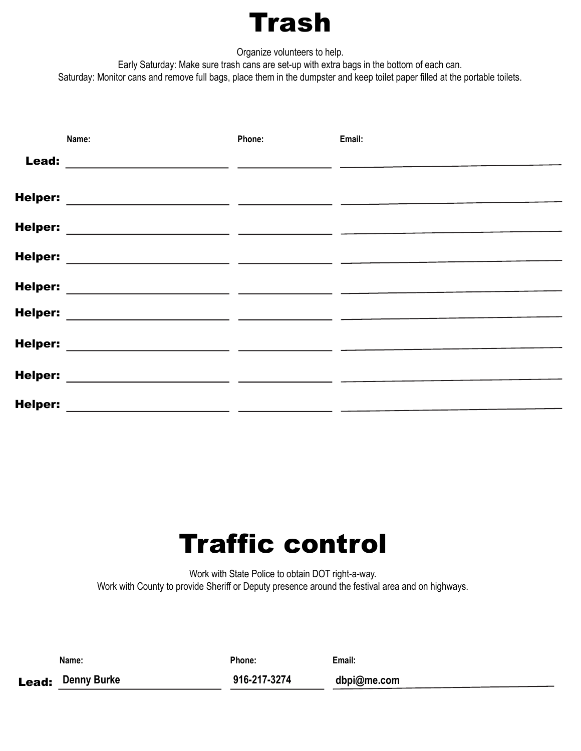# Trash

Organize volunteers to help.
Early Saturday: Make sure trash cans are set-up with extra bags in the bottom of each can.
Saturday: Monitor cans and remove full bags, place them in the dumpster and keep toilet paper filled at the portable toilets.

| | Name: | Phone: | Email: |
|---|---|---|---|
| **Lead:** | | | |
| **Helper:** | | | |
| **Helper:** | | | |
| **Helper:** | | | |
| **Helper:** | | | |
| **Helper:** | | | |
| **Helper:** | | | |
| **Helper:** | | | |
| **Helper:** | | | |

# Traffic control

Work with State Police to obtain DOT right-a-way.
Work with County to provide Sheriff or Deputy presence around the festival area and on highways.

| | Name: | Phone: | Email: |
|---|---|---|---|
| **Lead:** | Denny Burke | 916-217-3274 | dbpi@me.com |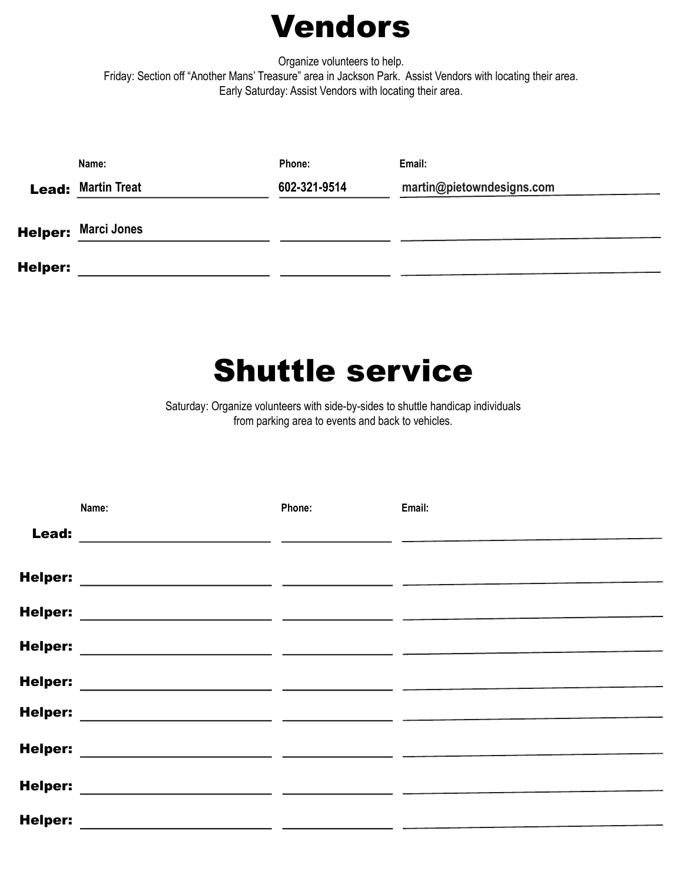# Vendors

Organize volunteers to help.
Friday: Section off “Another Mans’ Treasure” area in Jackson Park. Assist Vendors with locating their area.
Early Saturday: Assist Vendors with locating their area.

| | Name: | Phone: | Email: |
|---|---|---|---|
| **Lead:** | Martin Treat | 602-321-9514 | martin@pietowndesigns.com |
| **Helper:** | Marci Jones | | |
| **Helper:** | | | |

# Shuttle service

Saturday: Organize volunteers with side-by-sides to shuttle handicap individuals
from parking area to events and back to vehicles.

| | Name: | Phone: | Email: |
|---|---|---|---|
| **Lead:** | | | |
| **Helper:** | | | |
| **Helper:** | | | |
| **Helper:** | | | |
| **Helper:** | | | |
| **Helper:** | | | |
| **Helper:** | | | |
| **Helper:** | | | |
| **Helper:** | | | |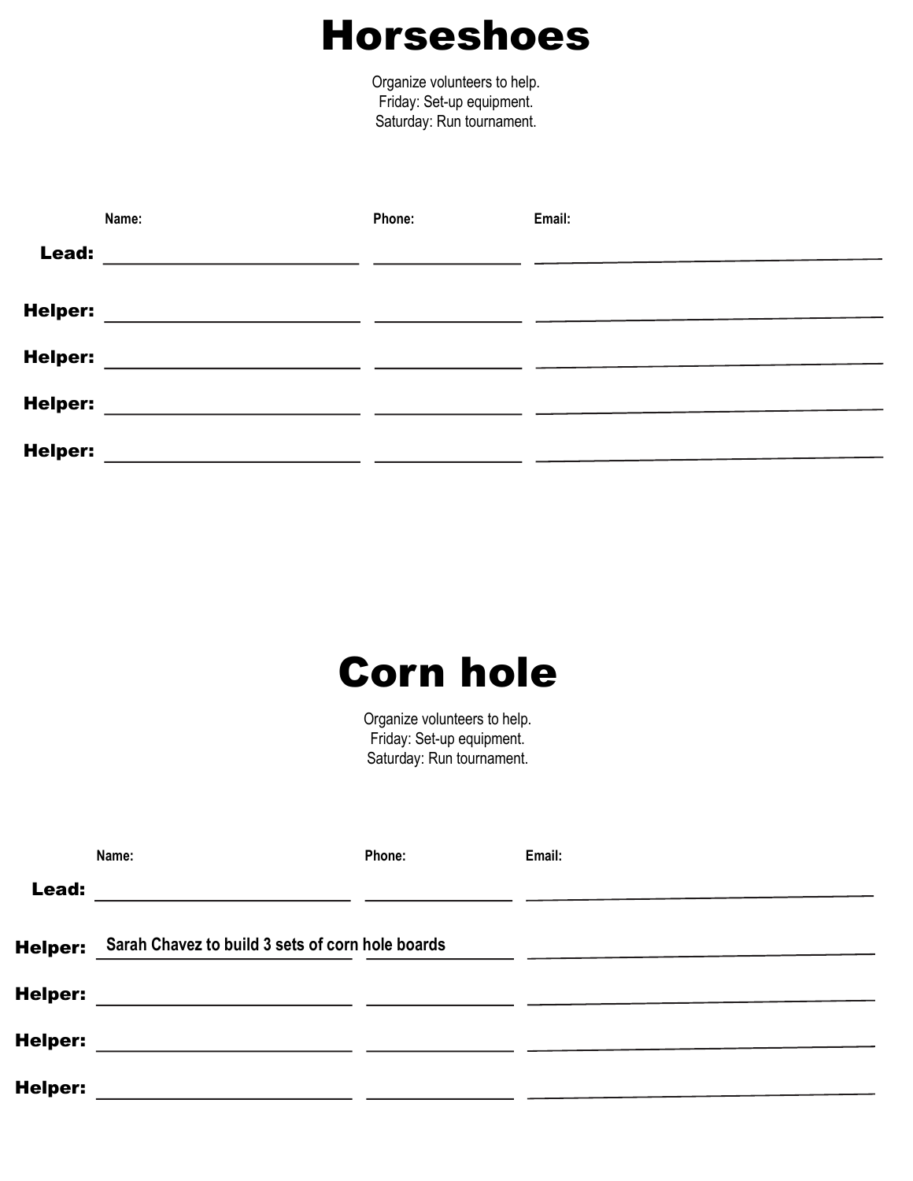# Horseshoes

Organize volunteers to help.
Friday: Set-up equipment.
Saturday: Run tournament.

| | Name: | Phone: | Email: |
|---|---|---|---|
| **Lead:** | | | |
| **Helper:** | | | |
| **Helper:** | | | |
| **Helper:** | | | |
| **Helper:** | | | |

# Corn hole

Organize volunteers to help.
Friday: Set-up equipment.
Saturday: Run tournament.

| | Name: | Phone: | Email: |
|---|---|---|---|
| **Lead:** | | | |
| **Helper:** | Sarah Chavez to build 3 sets of corn hole boards | | |
| **Helper:** | | | |
| **Helper:** | | | |
| **Helper:** | | | |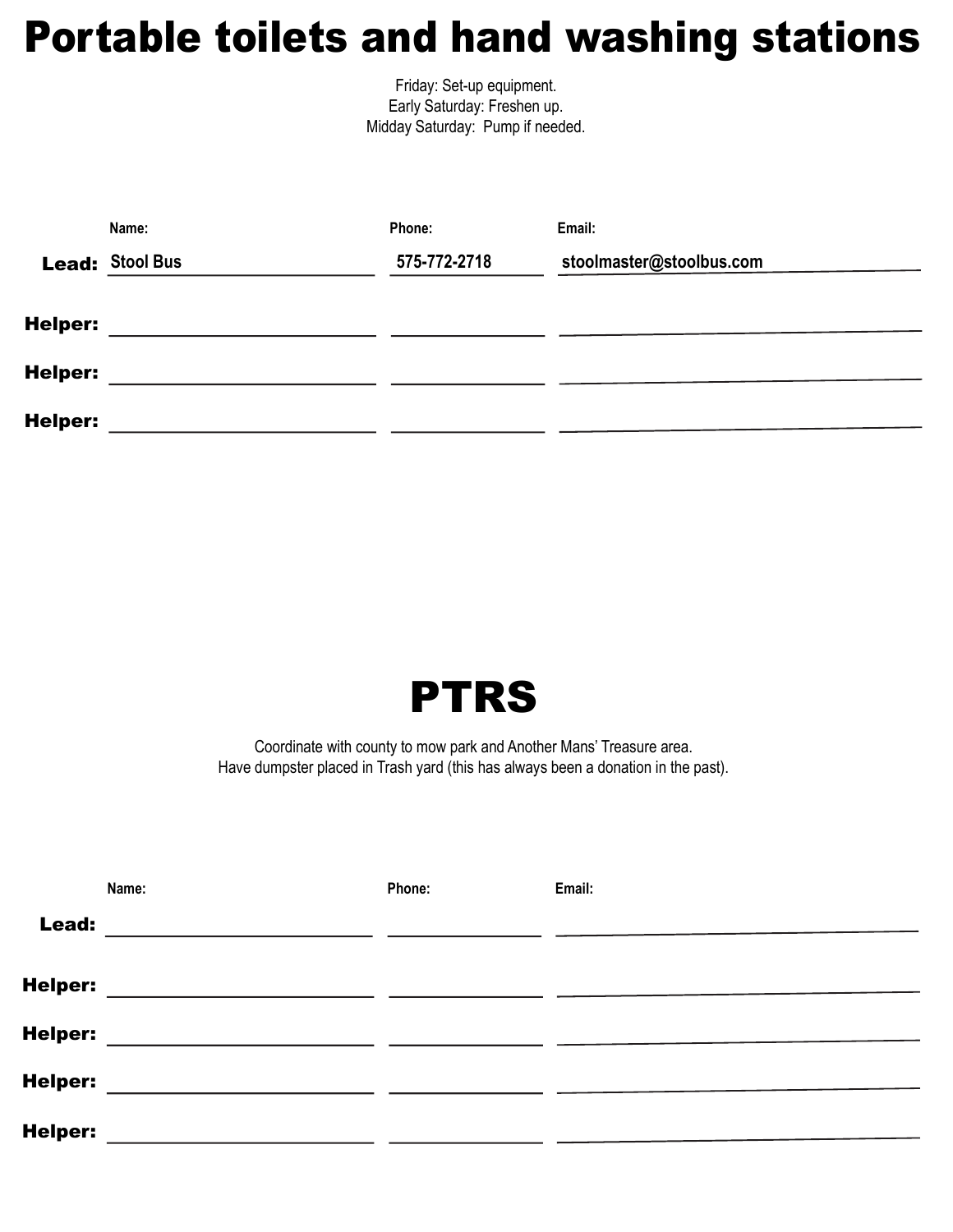# Portable toilets and hand washing stations

Friday: Set-up equipment.
Early Saturday: Freshen up.
Midday Saturday: Pump if needed.

| | Name: | Phone: | Email: |
|---|---|---|---|
| **Lead:** | Stool Bus | 575-772-2718 | stoolmaster@stoolbus.com |
| **Helper:** | | | |
| **Helper:** | | | |
| **Helper:** | | | |

# PTRS

Coordinate with county to mow park and Another Mans' Treasure area.
Have dumpster placed in Trash yard (this has always been a donation in the past).

| | Name: | Phone: | Email: |
|---|---|---|---|
| **Lead:** | | | |
| **Helper:** | | | |
| **Helper:** | | | |
| **Helper:** | | | |
| **Helper:** | | | |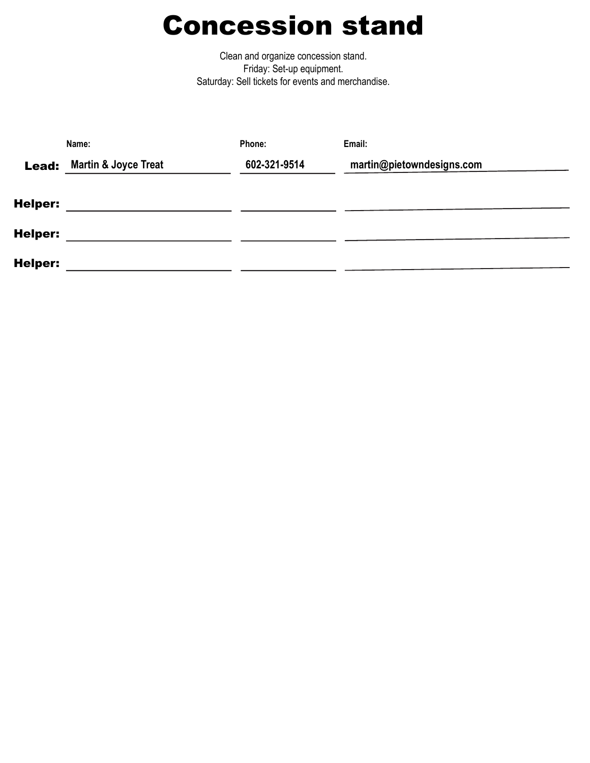# Concession stand

Clean and organize concession stand.
Friday: Set-up equipment.
Saturday: Sell tickets for events and merchandise.

| | Name: | Phone: | Email: |
|---|---|---|---|
| **Lead:** | Martin & Joyce Treat | 602-321-9514 | martin@pietowndesigns.com |
| **Helper:** | | | |
| **Helper:** | | | |
| **Helper:** | | | |